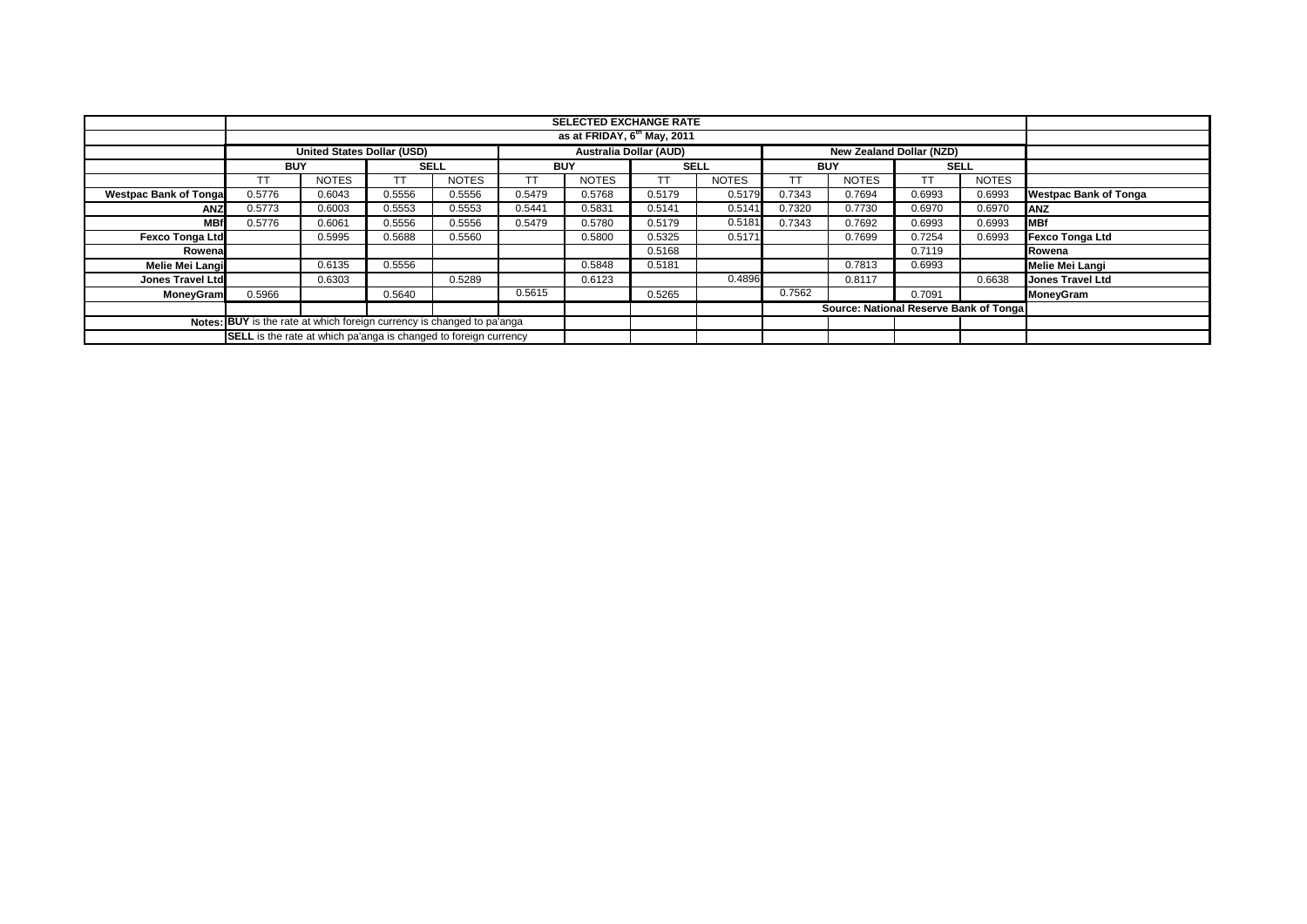| | SELECTED EXCHANGE RATE | | | | | | | | | | | | |
|---|---|---|---|---|---|---|---|---|---|---|---|---|---|
| | as at FRIDAY, 6th May, 2011 | | | | | | | | | | | | |
| | United States Dollar (USD) | | | | Australia Dollar (AUD) | | | | New Zealand Dollar (NZD) | | | | |
| | BUY | | SELL | | BUY | | SELL | | BUY | | SELL | | |
| | TT | NOTES | TT | NOTES | TT | NOTES | TT | NOTES | TT | NOTES | TT | NOTES | |
| **Westpac Bank of Tonga** | 0.5776 | 0.6043 | 0.5556 | 0.5556 | 0.5479 | 0.5768 | 0.5179 | 0.5179 | 0.7343 | 0.7694 | 0.6993 | 0.6993 | **Westpac Bank of Tonga** |
| **ANZ** | 0.5773 | 0.6003 | 0.5553 | 0.5553 | 0.5441 | 0.5831 | 0.5141 | 0.5141 | 0.7320 | 0.7730 | 0.6970 | 0.6970 | **ANZ** |
| **MBf** | 0.5776 | 0.6061 | 0.5556 | 0.5556 | 0.5479 | 0.5780 | 0.5179 | 0.5181 | 0.7343 | 0.7692 | 0.6993 | 0.6993 | **MBf** |
| **Fexco Tonga Ltd** | | 0.5995 | 0.5688 | 0.5560 | | 0.5800 | 0.5325 | 0.5171 | | 0.7699 | 0.7254 | 0.6993 | **Fexco Tonga Ltd** |
| **Rowena** | | | | | | | 0.5168 | | | | 0.7119 | | **Rowena** |
| **Melie Mei Langi** | | 0.6135 | 0.5556 | | | 0.5848 | 0.5181 | | | 0.7813 | 0.6993 | | **Melie Mei Langi** |
| **Jones Travel Ltd** | | 0.6303 | | 0.5289 | | 0.6123 | | 0.4896 | | 0.8117 | | 0.6638 | **Jones Travel Ltd** |
| **MoneyGram** | 0.5966 | | 0.5640 | | 0.5615 | | 0.5265 | | 0.7562 | | 0.7091 | | **MoneyGram** |
| | | | | | | | | | Source: National Reserve Bank of Tonga | | | | |
| Notes: | **BUY** is the rate at which foreign currency is changed to pa'anga | | | | | | | | | | | | |
| | **SELL** is the rate at which pa'anga is changed to foreign currency | | | | | | | | | | | | |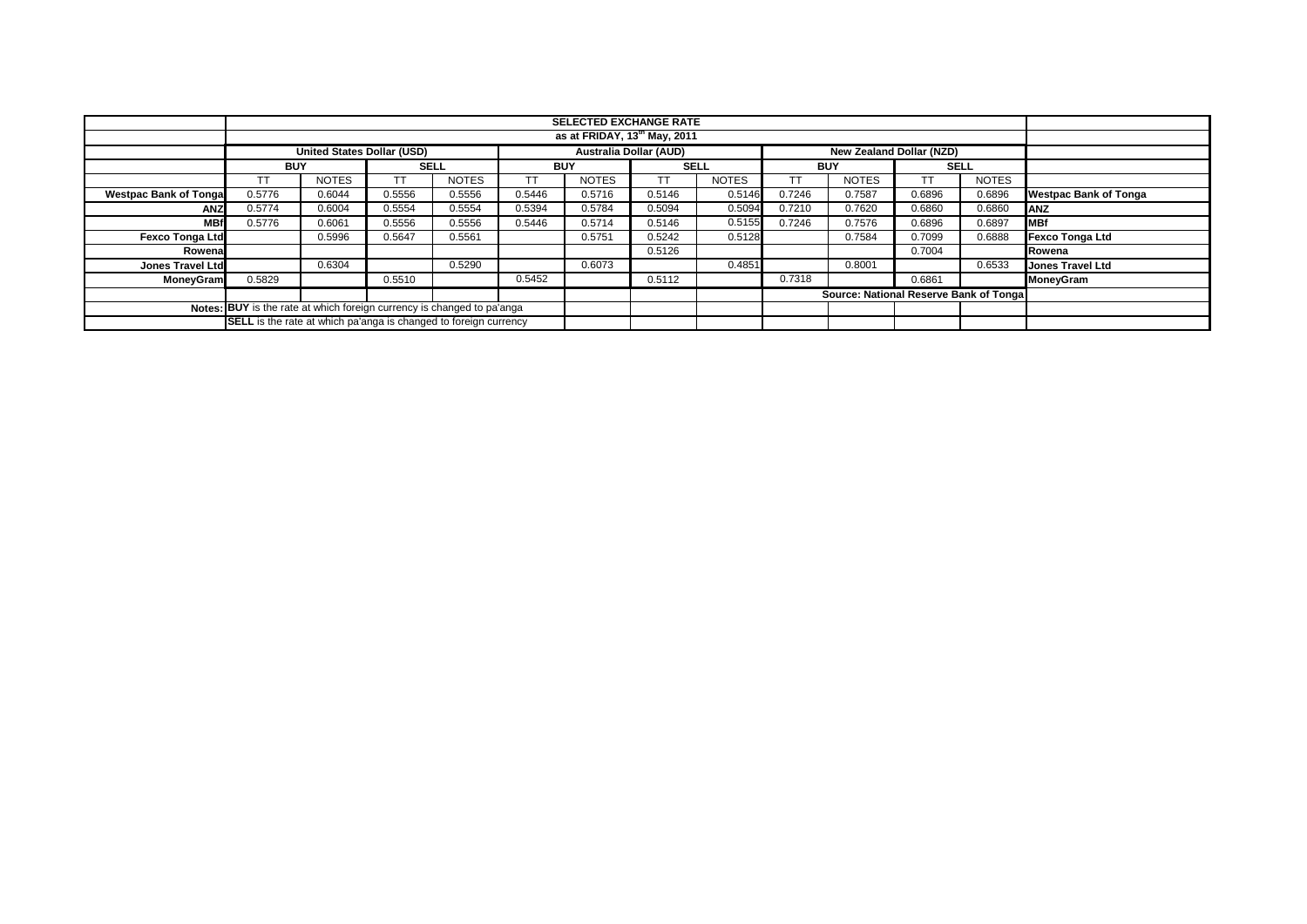| | SELECTED EXCHANGE RATE | | | | | | | | | | | | |
|---|---|---|---|---|---|---|---|---|---|---|---|---|---|
| | as at FRIDAY, 13th May, 2011 | | | | | | | | | | | | |
| | United States Dollar (USD) | | | | Australia Dollar (AUD) | | | | New Zealand Dollar (NZD) | | | | |
| | BUY | | SELL | | BUY | | SELL | | BUY | | SELL | | |
| | TT | NOTES | TT | NOTES | TT | NOTES | TT | NOTES | TT | NOTES | TT | NOTES | |
| **Westpac Bank of Tonga** | 0.5776 | 0.6044 | 0.5556 | 0.5556 | 0.5446 | 0.5716 | 0.5146 | 0.5146 | 0.7246 | 0.7587 | 0.6896 | 0.6896 | **Westpac Bank of Tonga** |
| **ANZ** | 0.5774 | 0.6004 | 0.5554 | 0.5554 | 0.5394 | 0.5784 | 0.5094 | 0.5094 | 0.7210 | 0.7620 | 0.6860 | 0.6860 | **ANZ** |
| **MBf** | 0.5776 | 0.6061 | 0.5556 | 0.5556 | 0.5446 | 0.5714 | 0.5146 | 0.5155 | 0.7246 | 0.7576 | 0.6896 | 0.6897 | **MBf** |
| **Fexco Tonga Ltd** | | 0.5996 | 0.5647 | 0.5561 | | 0.5751 | 0.5242 | 0.5128 | | 0.7584 | 0.7099 | 0.6888 | **Fexco Tonga Ltd** |
| **Rowena** | | | | | | | 0.5126 | | | | 0.7004 | | **Rowena** |
| **Jones Travel Ltd** | | 0.6304 | | 0.5290 | | 0.6073 | | 0.4851 | | 0.8001 | | 0.6533 | **Jones Travel Ltd** |
| **MoneyGram** | 0.5829 | | 0.5510 | | 0.5452 | | 0.5112 | | 0.7318 | | 0.6861 | | **MoneyGram** |
| | | | | | | | | | **Source: National Reserve Bank of Tonga** | | | | |
| **Notes:** | **BUY** is the rate at which foreign currency is changed to pa'anga | | | | | | | | | | | | |
| | **SELL** is the rate at which pa'anga is changed to foreign currency | | | | | | | | | | | | |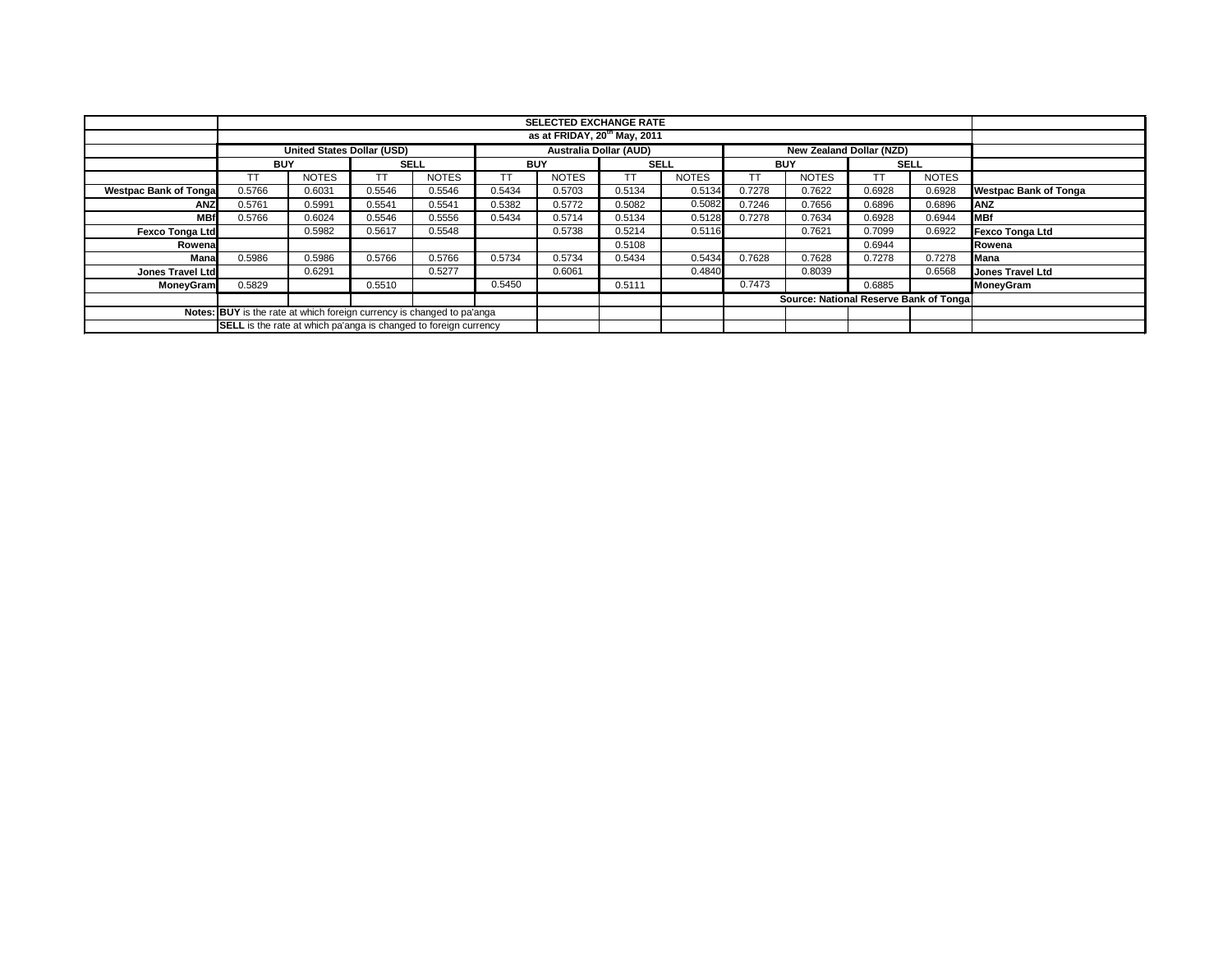| | SELECTED EXCHANGE RATE | | | | | | | | | | | | |
|---|---|---|---|---|---|---|---|---|---|---|---|---|---|
| | as at FRIDAY, 20th May, 2011 | | | | | | | | | | | | |
| | United States Dollar (USD) | | | | Australia Dollar (AUD) | | | | New Zealand Dollar (NZD) | | | | |
| | BUY | | SELL | | BUY | | SELL | | BUY | | SELL | | |
| | TT | NOTES | TT | NOTES | TT | NOTES | TT | NOTES | TT | NOTES | TT | NOTES | |
| **Westpac Bank of Tonga** | 0.5766 | 0.6031 | 0.5546 | 0.5546 | 0.5434 | 0.5703 | 0.5134 | 0.5134 | 0.7278 | 0.7622 | 0.6928 | 0.6928 | **Westpac Bank of Tonga** |
| **ANZ** | 0.5761 | 0.5991 | 0.5541 | 0.5541 | 0.5382 | 0.5772 | 0.5082 | 0.5082 | 0.7246 | 0.7656 | 0.6896 | 0.6896 | **ANZ** |
| **MBf** | 0.5766 | 0.6024 | 0.5546 | 0.5556 | 0.5434 | 0.5714 | 0.5134 | 0.5128 | 0.7278 | 0.7634 | 0.6928 | 0.6944 | **MBf** |
| **Fexco Tonga Ltd** | | 0.5982 | 0.5617 | 0.5548 | | 0.5738 | 0.5214 | 0.5116 | | 0.7621 | 0.7099 | 0.6922 | **Fexco Tonga Ltd** |
| **Rowena** | | | | | | | 0.5108 | | | | 0.6944 | | **Rowena** |
| **Mana** | 0.5986 | 0.5986 | 0.5766 | 0.5766 | 0.5734 | 0.5734 | 0.5434 | 0.5434 | 0.7628 | 0.7628 | 0.7278 | 0.7278 | **Mana** |
| **Jones Travel Ltd** | | 0.6291 | | 0.5277 | | 0.6061 | | 0.4840 | | 0.8039 | | 0.6568 | **Jones Travel Ltd** |
| **MoneyGram** | 0.5829 | | 0.5510 | | 0.5450 | | 0.5111 | | 0.7473 | | 0.6885 | | **MoneyGram** |
| | | | | | | | | | **Source: National Reserve Bank of Tonga** | | | | |
| **Notes:** | **BUY** is the rate at which foreign currency is changed to pa'anga | | | | | | | | | | | | |
| | **SELL** is the rate at which pa'anga is changed to foreign currency | | | | | | | | | | | | |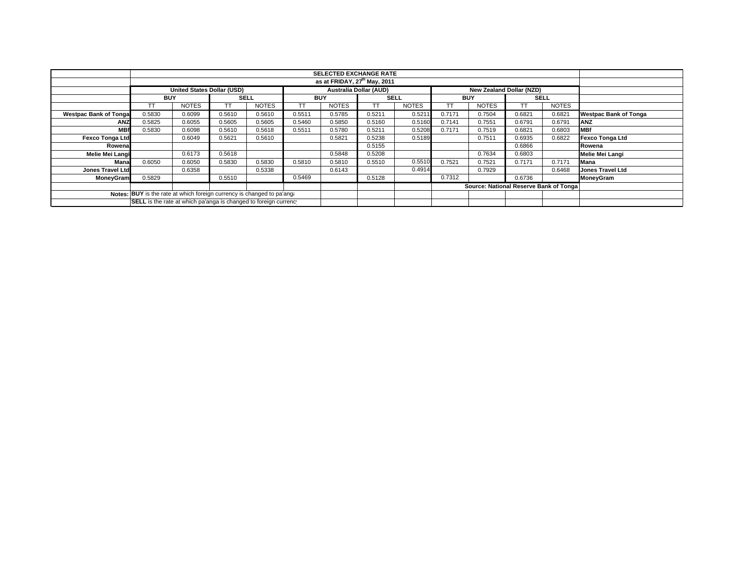| | | | | | | | | | | | | | |
|---|---|---|---|---|---|---|---|---|---|---|---|---|---|
| | **SELECTED EXCHANGE RATE** | | | | | | | | | | | | |
| | **as at FRIDAY, 27th May, 2011** | | | | | | | | | | | | |
| | **United States Dollar (USD)** | | | | **Australia Dollar (AUD)** | | | | **New Zealand Dollar (NZD)** | | | | |
| | **BUY** | | **SELL** | | **BUY** | | **SELL** | | **BUY** | | **SELL** | | |
| | TT | NOTES | TT | NOTES | TT | NOTES | TT | NOTES | TT | NOTES | TT | NOTES | |
| **Westpac Bank of Tonga** | 0.5830 | 0.6099 | 0.5610 | 0.5610 | 0.5511 | 0.5785 | 0.5211 | 0.5211 | 0.7171 | 0.7504 | 0.6821 | 0.6821 | **Westpac Bank of Tonga** |
| **ANZ** | 0.5825 | 0.6055 | 0.5605 | 0.5605 | 0.5460 | 0.5850 | 0.5160 | 0.5160 | 0.7141 | 0.7551 | 0.6791 | 0.6791 | **ANZ** |
| **MBf** | 0.5830 | 0.6098 | 0.5610 | 0.5618 | 0.5511 | 0.5780 | 0.5211 | 0.5208 | 0.7171 | 0.7519 | 0.6821 | 0.6803 | **MBf** |
| **Fexco Tonga Ltd** | | 0.6049 | 0.5621 | 0.5610 | | 0.5821 | 0.5238 | 0.5189 | | 0.7511 | 0.6935 | 0.6822 | **Fexco Tonga Ltd** |
| **Rowena** | | | | | | | 0.5155 | | | | 0.6866 | | **Rowena** |
| **Melie Mei Langi** | | 0.6173 | 0.5618 | | | 0.5848 | 0.5208 | | | 0.7634 | 0.6803 | | **Melie Mei Langi** |
| **Mana** | 0.6050 | 0.6050 | 0.5830 | 0.5830 | 0.5810 | 0.5810 | 0.5510 | 0.5510 | 0.7521 | 0.7521 | 0.7171 | 0.7171 | **Mana** |
| **Jones Travel Ltd** | | 0.6358 | | 0.5338 | | 0.6143 | | 0.4914 | | 0.7929 | | 0.6468 | **Jones Travel Ltd** |
| **MoneyGram** | 0.5829 | | 0.5510 | | 0.5469 | | 0.5128 | | 0.7312 | | 0.6736 | | **MoneyGram** |
| | | | | | | | | | **Source: National Reserve Bank of Tonga** | | | | |
| **Notes:** | **BUY** is the rate at which foreign currency is changed to pa'anga | | | | | | | | | | | | |
| | **SELL** is the rate at which pa'anga is changed to foreign currency | | | | | | | | | | | | |